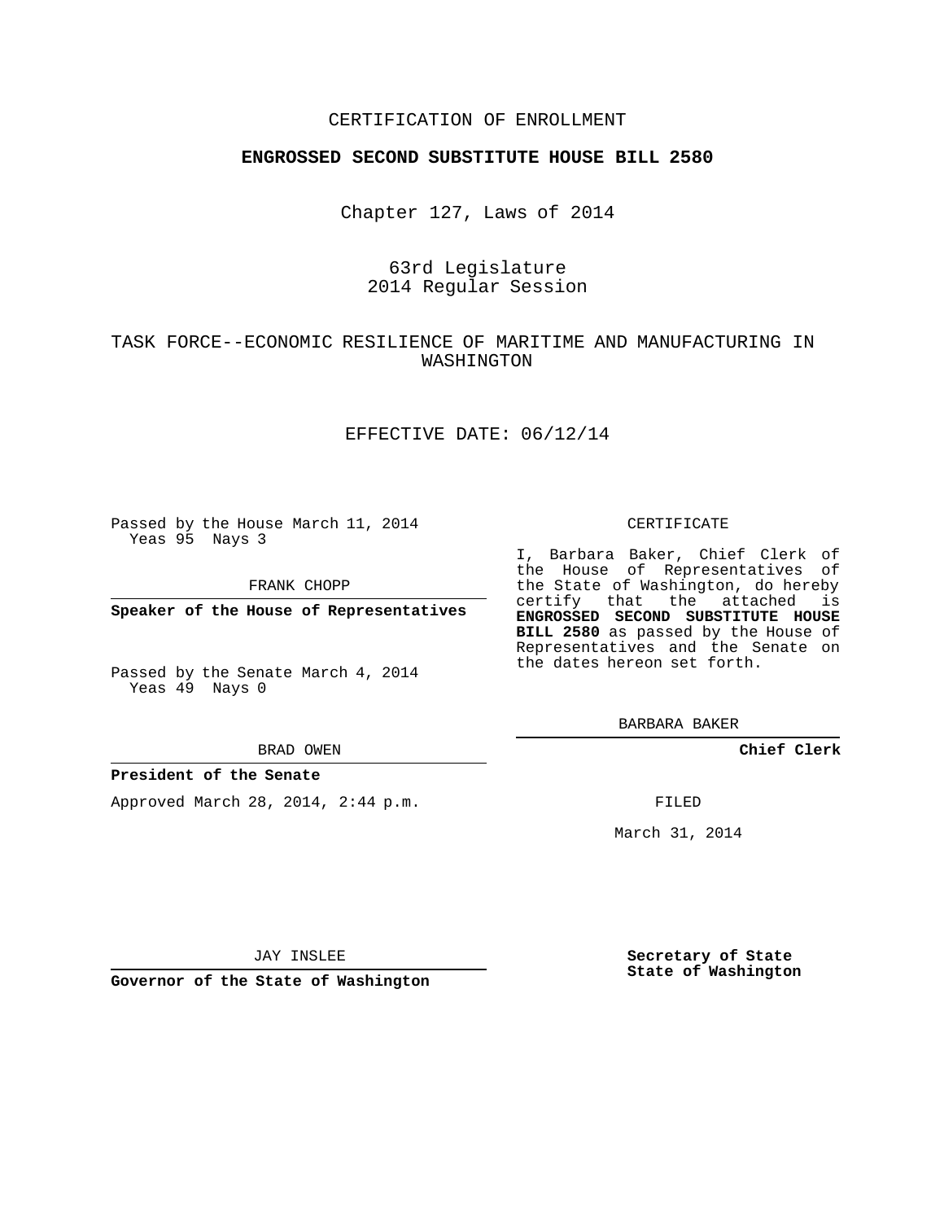CERTIFICATION OF ENROLLMENT

**ENGROSSED SECOND SUBSTITUTE HOUSE BILL 2580**

Chapter 127, Laws of 2014

63rd Legislature
2014 Regular Session

TASK FORCE--ECONOMIC RESILIENCE OF MARITIME AND MANUFACTURING IN WASHINGTON

EFFECTIVE DATE: 06/12/14

Passed by the House March 11, 2014
Yeas 95 Nays 3

FRANK CHOPP

**Speaker of the House of Representatives**

Passed by the Senate March 4, 2014
Yeas 49 Nays 0

BRAD OWEN

**President of the Senate**

Approved March 28, 2014, 2:44 p.m.

JAY INSLEE

**Governor of the State of Washington**

CERTIFICATE

I, Barbara Baker, Chief Clerk of the House of Representatives of the State of Washington, do hereby certify that the attached is **ENGROSSED SECOND SUBSTITUTE HOUSE BILL 2580** as passed by the House of Representatives and the Senate on the dates hereon set forth.

BARBARA BAKER

**Chief Clerk**

FILED

March 31, 2014

**Secretary of State**
**State of Washington**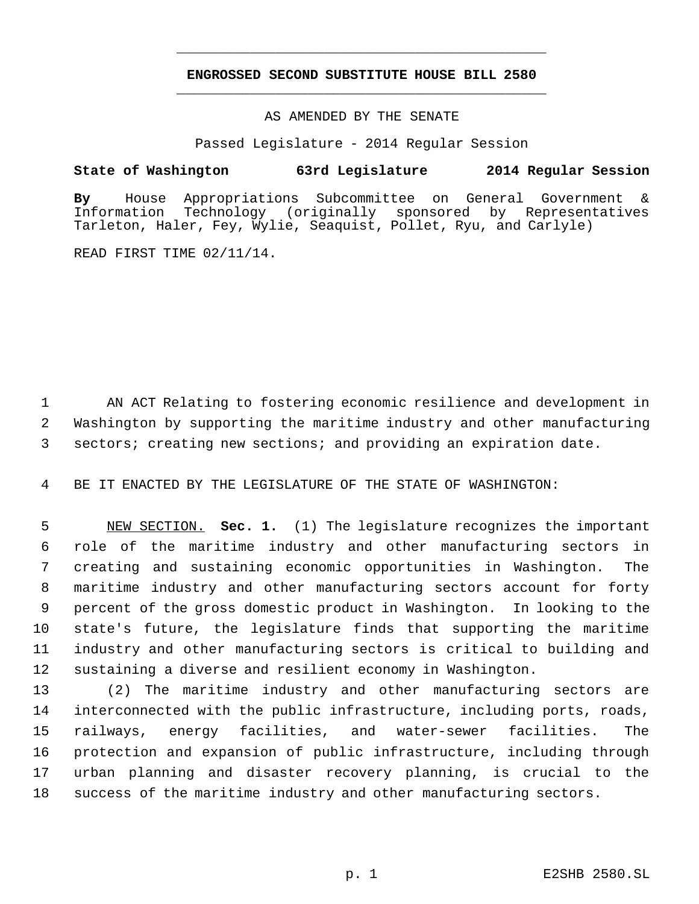# ENGROSSED SECOND SUBSTITUTE HOUSE BILL 2580

AS AMENDED BY THE SENATE

Passed Legislature - 2014 Regular Session

**State of Washington 63rd Legislature 2014 Regular Session**

**By** House Appropriations Subcommittee on General Government & Information Technology (originally sponsored by Representatives Tarleton, Haler, Fey, Wylie, Seaquist, Pollet, Ryu, and Carlyle)

READ FIRST TIME 02/11/14.

AN ACT Relating to fostering economic resilience and development in Washington by supporting the maritime industry and other manufacturing sectors; creating new sections; and providing an expiration date.

BE IT ENACTED BY THE LEGISLATURE OF THE STATE OF WASHINGTON:

NEW SECTION. **Sec. 1.** (1) The legislature recognizes the important role of the maritime industry and other manufacturing sectors in creating and sustaining economic opportunities in Washington. The maritime industry and other manufacturing sectors account for forty percent of the gross domestic product in Washington. In looking to the state's future, the legislature finds that supporting the maritime industry and other manufacturing sectors is critical to building and sustaining a diverse and resilient economy in Washington.

(2) The maritime industry and other manufacturing sectors are interconnected with the public infrastructure, including ports, roads, railways, energy facilities, and water-sewer facilities. The protection and expansion of public infrastructure, including through urban planning and disaster recovery planning, is crucial to the success of the maritime industry and other manufacturing sectors.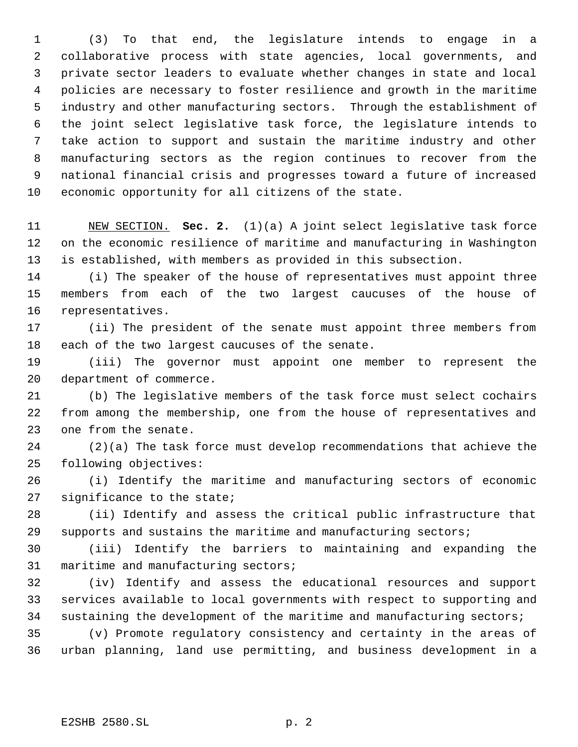(3) To that end, the legislature intends to engage in a collaborative process with state agencies, local governments, and private sector leaders to evaluate whether changes in state and local policies are necessary to foster resilience and growth in the maritime industry and other manufacturing sectors. Through the establishment of the joint select legislative task force, the legislature intends to take action to support and sustain the maritime industry and other manufacturing sectors as the region continues to recover from the national financial crisis and progresses toward a future of increased economic opportunity for all citizens of the state.

NEW SECTION. **Sec. 2.** (1)(a) A joint select legislative task force on the economic resilience of maritime and manufacturing in Washington is established, with members as provided in this subsection.

(i) The speaker of the house of representatives must appoint three members from each of the two largest caucuses of the house of representatives.

(ii) The president of the senate must appoint three members from each of the two largest caucuses of the senate.

(iii) The governor must appoint one member to represent the department of commerce.

(b) The legislative members of the task force must select cochairs from among the membership, one from the house of representatives and one from the senate.

(2)(a) The task force must develop recommendations that achieve the following objectives:

(i) Identify the maritime and manufacturing sectors of economic significance to the state;

(ii) Identify and assess the critical public infrastructure that supports and sustains the maritime and manufacturing sectors;

(iii) Identify the barriers to maintaining and expanding the maritime and manufacturing sectors;

(iv) Identify and assess the educational resources and support services available to local governments with respect to supporting and sustaining the development of the maritime and manufacturing sectors;

(v) Promote regulatory consistency and certainty in the areas of urban planning, land use permitting, and business development in a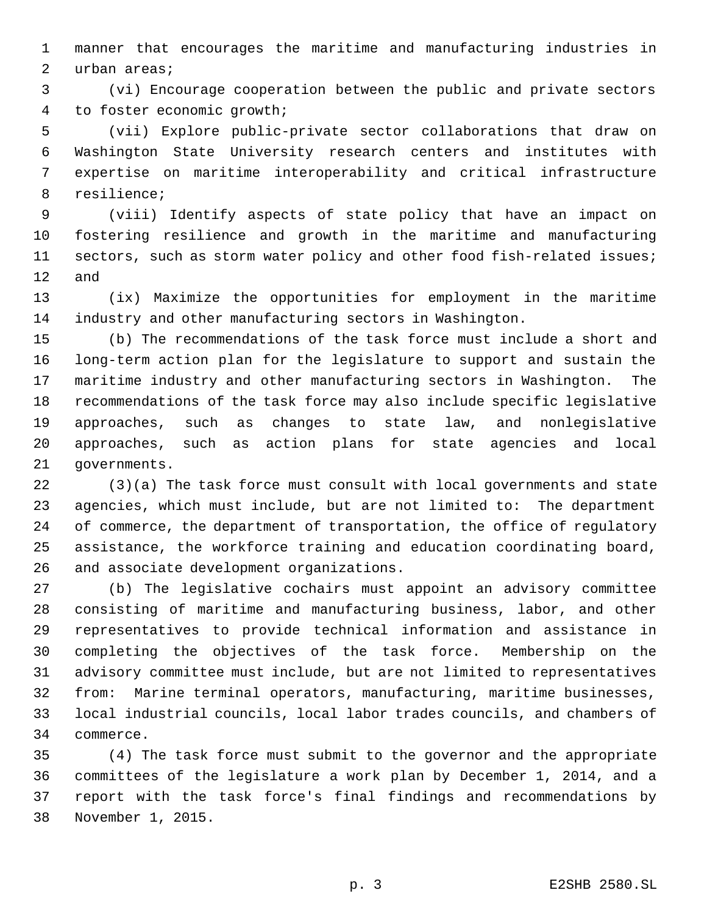manner that encourages the maritime and manufacturing industries in urban areas;

(vi) Encourage cooperation between the public and private sectors to foster economic growth;

(vii) Explore public-private sector collaborations that draw on Washington State University research centers and institutes with expertise on maritime interoperability and critical infrastructure resilience;

(viii) Identify aspects of state policy that have an impact on fostering resilience and growth in the maritime and manufacturing sectors, such as storm water policy and other food fish-related issues; and

(ix) Maximize the opportunities for employment in the maritime industry and other manufacturing sectors in Washington.

(b) The recommendations of the task force must include a short and long-term action plan for the legislature to support and sustain the maritime industry and other manufacturing sectors in Washington. The recommendations of the task force may also include specific legislative approaches, such as changes to state law, and nonlegislative approaches, such as action plans for state agencies and local governments.

(3)(a) The task force must consult with local governments and state agencies, which must include, but are not limited to: The department of commerce, the department of transportation, the office of regulatory assistance, the workforce training and education coordinating board, and associate development organizations.

(b) The legislative cochairs must appoint an advisory committee consisting of maritime and manufacturing business, labor, and other representatives to provide technical information and assistance in completing the objectives of the task force. Membership on the advisory committee must include, but are not limited to representatives from: Marine terminal operators, manufacturing, maritime businesses, local industrial councils, local labor trades councils, and chambers of commerce.

(4) The task force must submit to the governor and the appropriate committees of the legislature a work plan by December 1, 2014, and a report with the task force's final findings and recommendations by November 1, 2015.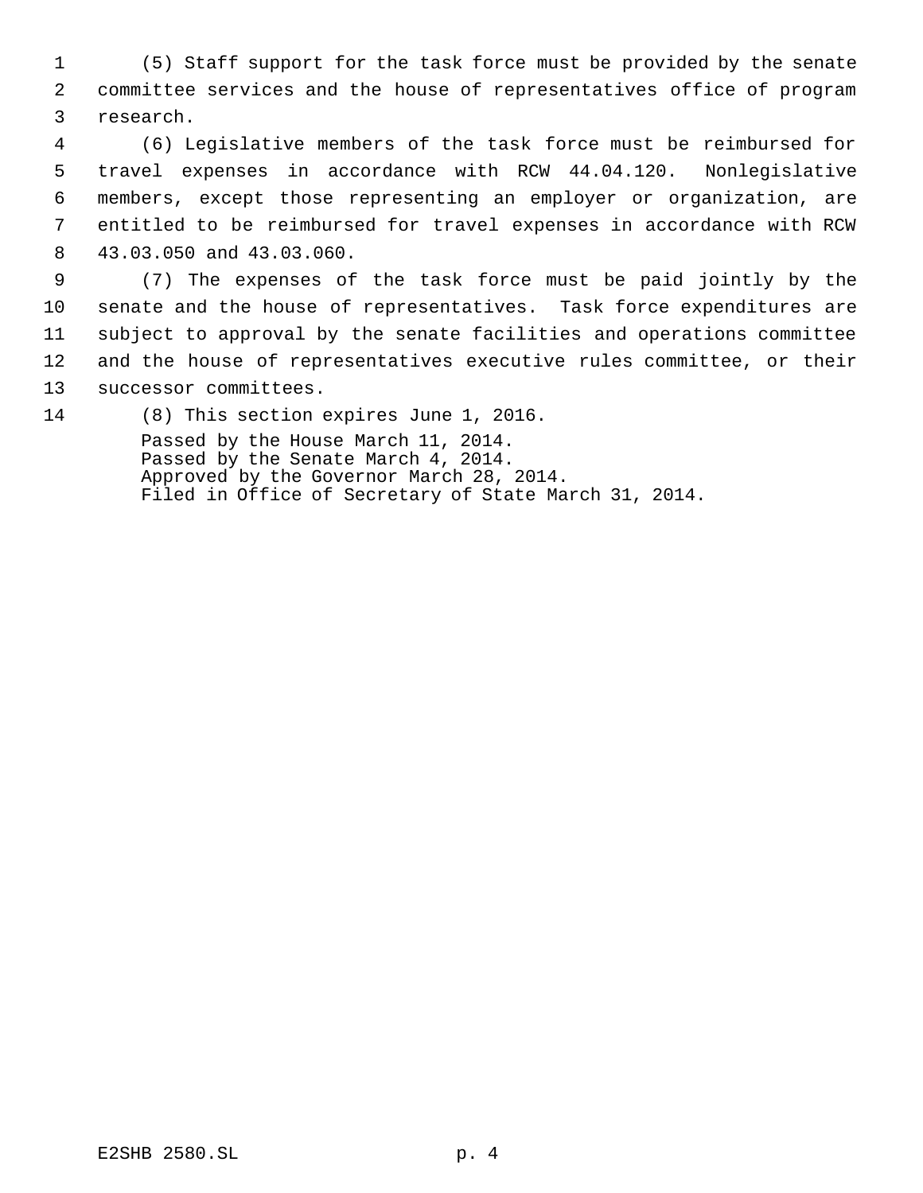(5) Staff support for the task force must be provided by the senate committee services and the house of representatives office of program research.

(6) Legislative members of the task force must be reimbursed for travel expenses in accordance with RCW 44.04.120. Nonlegislative members, except those representing an employer or organization, are entitled to be reimbursed for travel expenses in accordance with RCW 43.03.050 and 43.03.060.

(7) The expenses of the task force must be paid jointly by the senate and the house of representatives. Task force expenditures are subject to approval by the senate facilities and operations committee and the house of representatives executive rules committee, or their successor committees.

(8) This section expires June 1, 2016.

Passed by the House March 11, 2014.
Passed by the Senate March 4, 2014.
Approved by the Governor March 28, 2014.
Filed in Office of Secretary of State March 31, 2014.